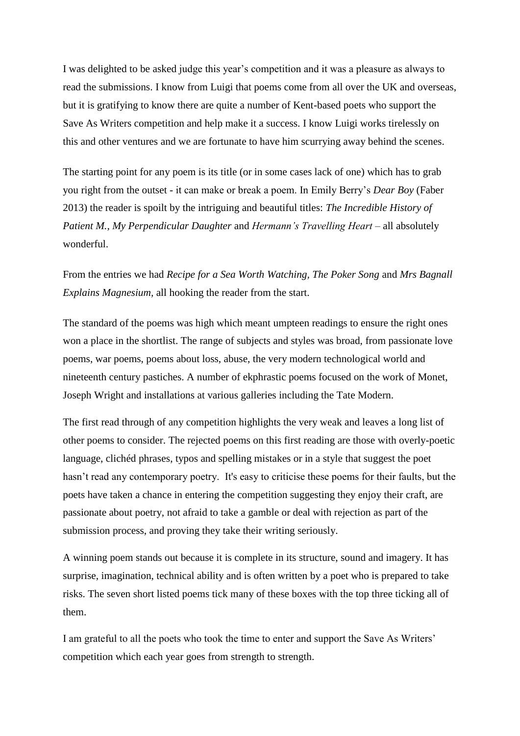I was delighted to be asked judge this year's competition and it was a pleasure as always to read the submissions. I know from Luigi that poems come from all over the UK and overseas, but it is gratifying to know there are quite a number of Kent-based poets who support the Save As Writers competition and help make it a success. I know Luigi works tirelessly on this and other ventures and we are fortunate to have him scurrying away behind the scenes.

The starting point for any poem is its title (or in some cases lack of one) which has to grab you right from the outset - it can make or break a poem. In Emily Berry's *Dear Boy* (Faber 2013) the reader is spoilt by the intriguing and beautiful titles: *The Incredible History of Patient M.*, *My Perpendicular Daughter* and *Hermann's Travelling Heart* – all absolutely wonderful.

From the entries we had *Recipe for a Sea Worth Watching, The Poker Song* and *Mrs Bagnall Explains Magnesium,* all hooking the reader from the start.

The standard of the poems was high which meant umpteen readings to ensure the right ones won a place in the shortlist. The range of subjects and styles was broad, from passionate love poems, war poems, poems about loss, abuse, the very modern technological world and nineteenth century pastiches. A number of ekphrastic poems focused on the work of Monet, Joseph Wright and installations at various galleries including the Tate Modern.

The first read through of any competition highlights the very weak and leaves a long list of other poems to consider. The rejected poems on this first reading are those with overly-poetic language, clichéd phrases, typos and spelling mistakes or in a style that suggest the poet hasn't read any contemporary poetry. It's easy to criticise these poems for their faults, but the poets have taken a chance in entering the competition suggesting they enjoy their craft, are passionate about poetry, not afraid to take a gamble or deal with rejection as part of the submission process, and proving they take their writing seriously.

A winning poem stands out because it is complete in its structure, sound and imagery. It has surprise, imagination, technical ability and is often written by a poet who is prepared to take risks. The seven short listed poems tick many of these boxes with the top three ticking all of them.

I am grateful to all the poets who took the time to enter and support the Save As Writers' competition which each year goes from strength to strength.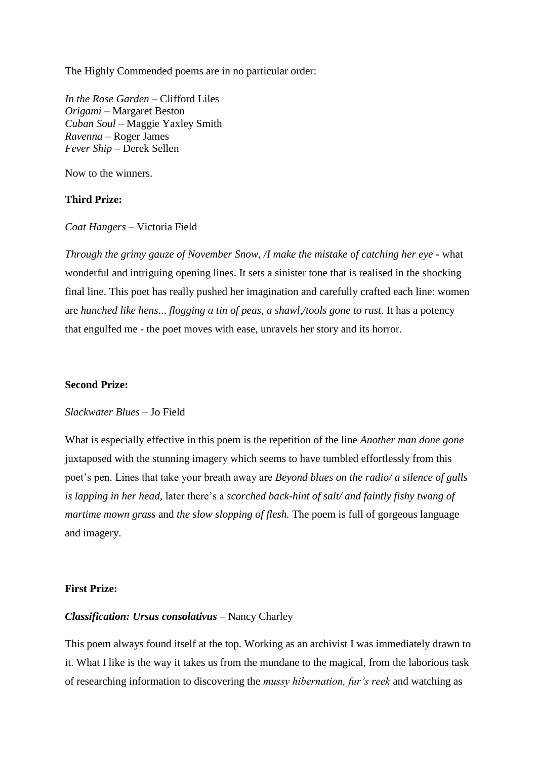The Highly Commended poems are in no particular order:

*In the Rose Garden* – Clifford Liles
*Origami* – Margaret Beston
*Cuban Soul* – Maggie Yaxley Smith
*Ravenna* – Roger James
*Fever Ship* – Derek Sellen

Now to the winners.

**Third Prize:**

*Coat Hangers* – Victoria Field

*Through the grimy gauze of November Snow, /I make the mistake of catching her eye* - what wonderful and intriguing opening lines. It sets a sinister tone that is realised in the shocking final line. This poet has really pushed her imagination and carefully crafted each line: women are *hunched like hens... flogging a tin of peas, a shawl,/tools gone to rust*. It has a potency that engulfed me - the poet moves with ease, unravels her story and its horror.

**Second Prize:**

*Slackwater Blues* – Jo Field

What is especially effective in this poem is the repetition of the line *Another man done gone* juxtaposed with the stunning imagery which seems to have tumbled effortlessly from this poet's pen. Lines that take your breath away are *Beyond blues on the radio/ a silence of gulls is lapping in her head*, later there's a *scorched back-hint of salt/ and faintly fishy twang of martime mown grass* and *the slow slopping of flesh.* The poem is full of gorgeous language and imagery.

**First Prize:**

***Classification: Ursus consolativus*** – Nancy Charley

This poem always found itself at the top. Working as an archivist I was immediately drawn to it. What I like is the way it takes us from the mundane to the magical, from the laborious task of researching information to discovering the *mussy hibernation, fur's reek* and watching as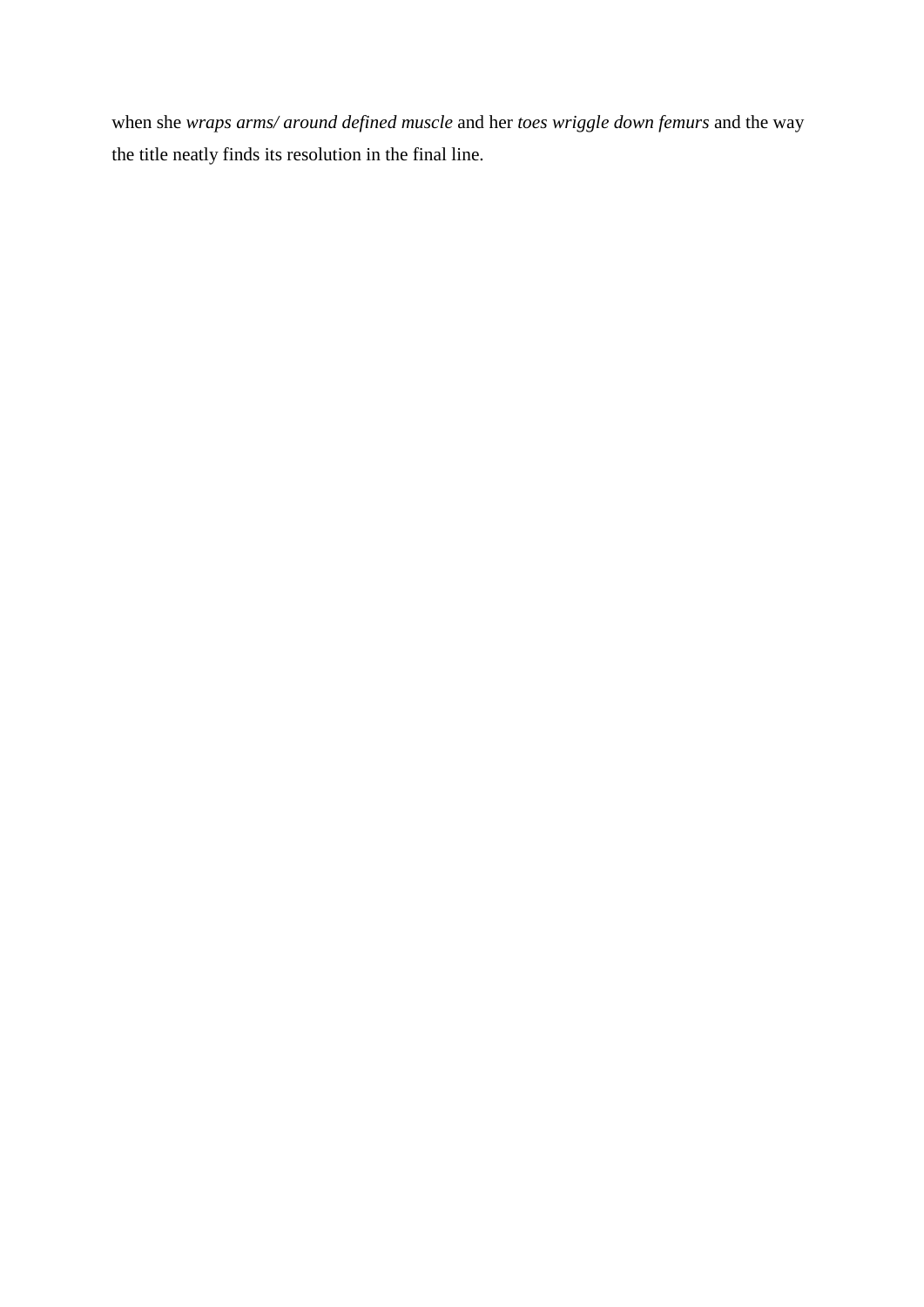when she *wraps arms/ around defined muscle* and her *toes wriggle down femurs* and the way the title neatly finds its resolution in the final line.